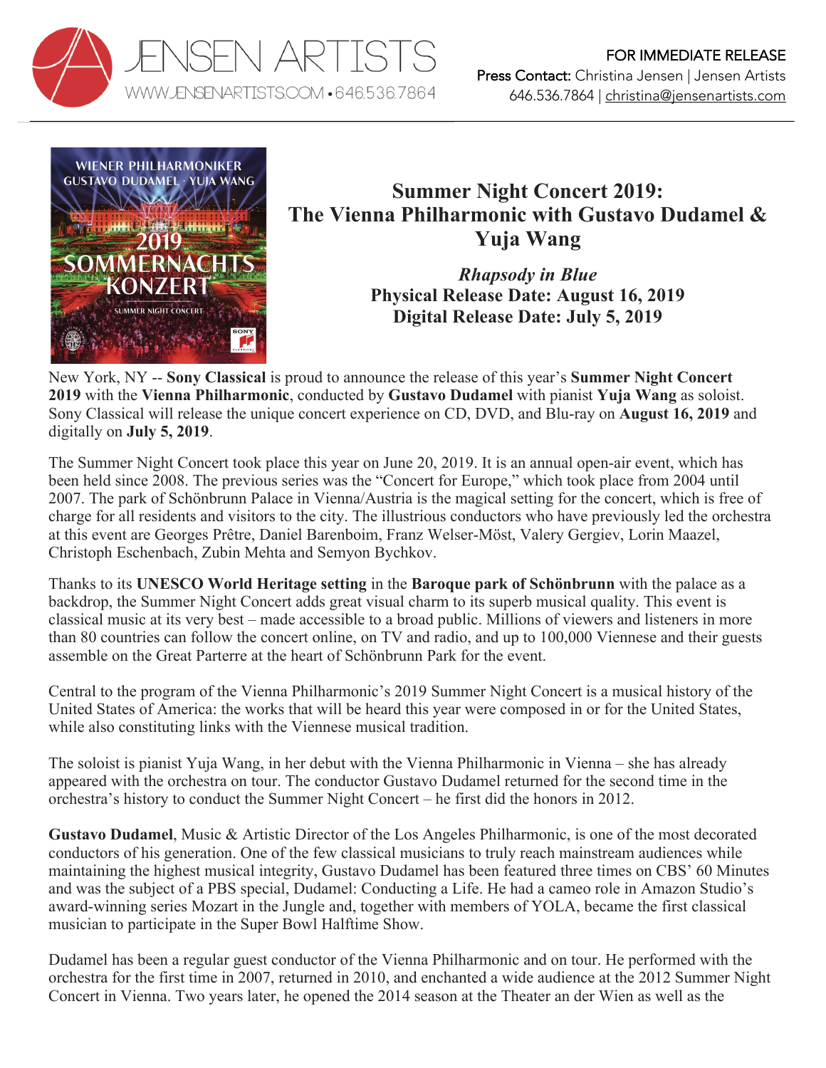JENSEN ARTISTS
WWW.JENSENARTISTS.COM • 646.536.7864

FOR IMMEDIATE RELEASE
Press Contact: Christina Jensen | Jensen Artists
646.536.7864 | christina@jensenartists.com

# Summer Night Concert 2019: The Vienna Philharmonic with Gustavo Dudamel & Yuja Wang

***Rhapsody in Blue***
**Physical Release Date: August 16, 2019**
**Digital Release Date: July 5, 2019**

New York, NY -- **Sony Classical** is proud to announce the release of this year's **Summer Night Concert 2019** with the **Vienna Philharmonic**, conducted by **Gustavo Dudamel** with pianist **Yuja Wang** as soloist. Sony Classical will release the unique concert experience on CD, DVD, and Blu-ray on **August 16, 2019** and digitally on **July 5, 2019**.

The Summer Night Concert took place this year on June 20, 2019. It is an annual open-air event, which has been held since 2008. The previous series was the "Concert for Europe," which took place from 2004 until 2007. The park of Schönbrunn Palace in Vienna/Austria is the magical setting for the concert, which is free of charge for all residents and visitors to the city. The illustrious conductors who have previously led the orchestra at this event are Georges Prêtre, Daniel Barenboim, Franz Welser-Möst, Valery Gergiev, Lorin Maazel, Christoph Eschenbach, Zubin Mehta and Semyon Bychkov.

Thanks to its **UNESCO World Heritage setting** in the **Baroque park of Schönbrunn** with the palace as a backdrop, the Summer Night Concert adds great visual charm to its superb musical quality. This event is classical music at its very best – made accessible to a broad public. Millions of viewers and listeners in more than 80 countries can follow the concert online, on TV and radio, and up to 100,000 Viennese and their guests assemble on the Great Parterre at the heart of Schönbrunn Park for the event.

Central to the program of the Vienna Philharmonic's 2019 Summer Night Concert is a musical history of the United States of America: the works that will be heard this year were composed in or for the United States, while also constituting links with the Viennese musical tradition.

The soloist is pianist Yuja Wang, in her debut with the Vienna Philharmonic in Vienna – she has already appeared with the orchestra on tour. The conductor Gustavo Dudamel returned for the second time in the orchestra's history to conduct the Summer Night Concert – he first did the honors in 2012.

**Gustavo Dudamel**, Music & Artistic Director of the Los Angeles Philharmonic, is one of the most decorated conductors of his generation. One of the few classical musicians to truly reach mainstream audiences while maintaining the highest musical integrity, Gustavo Dudamel has been featured three times on CBS' 60 Minutes and was the subject of a PBS special, Dudamel: Conducting a Life. He had a cameo role in Amazon Studio's award-winning series Mozart in the Jungle and, together with members of YOLA, became the first classical musician to participate in the Super Bowl Halftime Show.

Dudamel has been a regular guest conductor of the Vienna Philharmonic and on tour. He performed with the orchestra for the first time in 2007, returned in 2010, and enchanted a wide audience at the 2012 Summer Night Concert in Vienna. Two years later, he opened the 2014 season at the Theater an der Wien as well as the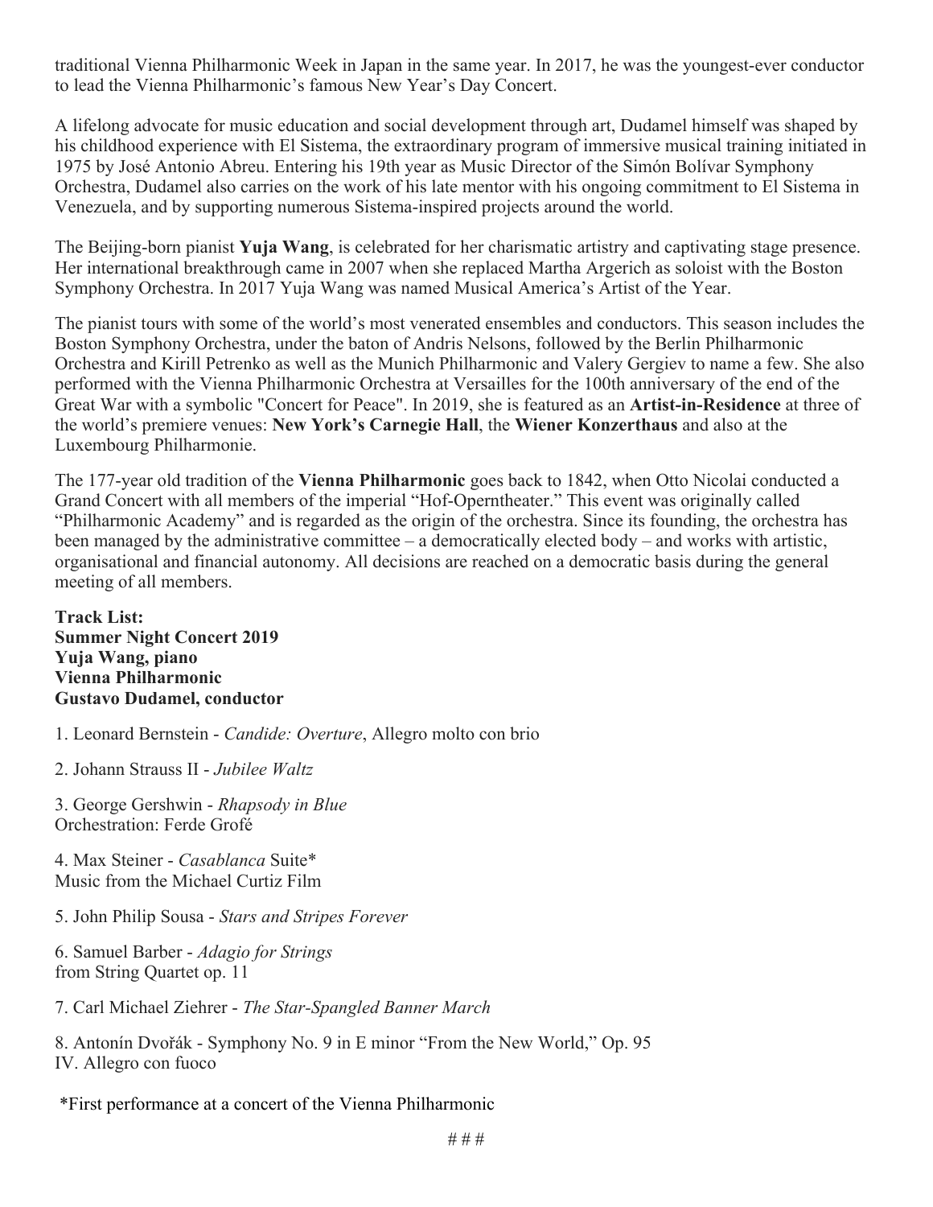traditional Vienna Philharmonic Week in Japan in the same year. In 2017, he was the youngest-ever conductor to lead the Vienna Philharmonic's famous New Year's Day Concert.

A lifelong advocate for music education and social development through art, Dudamel himself was shaped by his childhood experience with El Sistema, the extraordinary program of immersive musical training initiated in 1975 by José Antonio Abreu. Entering his 19th year as Music Director of the Simón Bolívar Symphony Orchestra, Dudamel also carries on the work of his late mentor with his ongoing commitment to El Sistema in Venezuela, and by supporting numerous Sistema-inspired projects around the world.

The Beijing-born pianist **Yuja Wang**, is celebrated for her charismatic artistry and captivating stage presence. Her international breakthrough came in 2007 when she replaced Martha Argerich as soloist with the Boston Symphony Orchestra. In 2017 Yuja Wang was named Musical America's Artist of the Year.

The pianist tours with some of the world's most venerated ensembles and conductors. This season includes the Boston Symphony Orchestra, under the baton of Andris Nelsons, followed by the Berlin Philharmonic Orchestra and Kirill Petrenko as well as the Munich Philharmonic and Valery Gergiev to name a few. She also performed with the Vienna Philharmonic Orchestra at Versailles for the 100th anniversary of the end of the Great War with a symbolic "Concert for Peace". In 2019, she is featured as an **Artist-in-Residence** at three of the world's premiere venues: **New York's Carnegie Hall**, the **Wiener Konzerthaus** and also at the Luxembourg Philharmonie.

The 177-year old tradition of the **Vienna Philharmonic** goes back to 1842, when Otto Nicolai conducted a Grand Concert with all members of the imperial "Hof-Operntheater." This event was originally called "Philharmonic Academy" and is regarded as the origin of the orchestra. Since its founding, the orchestra has been managed by the administrative committee – a democratically elected body – and works with artistic, organisational and financial autonomy. All decisions are reached on a democratic basis during the general meeting of all members.

**Track List:**
**Summer Night Concert 2019**
**Yuja Wang, piano**
**Vienna Philharmonic**
**Gustavo Dudamel, conductor**

1. Leonard Bernstein - *Candide: Overture*, Allegro molto con brio

2. Johann Strauss II - *Jubilee Waltz*

3. George Gershwin - *Rhapsody in Blue*
Orchestration: Ferde Grofé

4. Max Steiner - *Casablanca* Suite*
Music from the Michael Curtiz Film

5. John Philip Sousa - *Stars and Stripes Forever*

6. Samuel Barber - *Adagio for Strings*
from String Quartet op. 11

7. Carl Michael Ziehrer - *The Star-Spangled Banner March*

8. Antonín Dvořák - Symphony No. 9 in E minor "From the New World," Op. 95
IV. Allegro con fuoco

*First performance at a concert of the Vienna Philharmonic

# # #